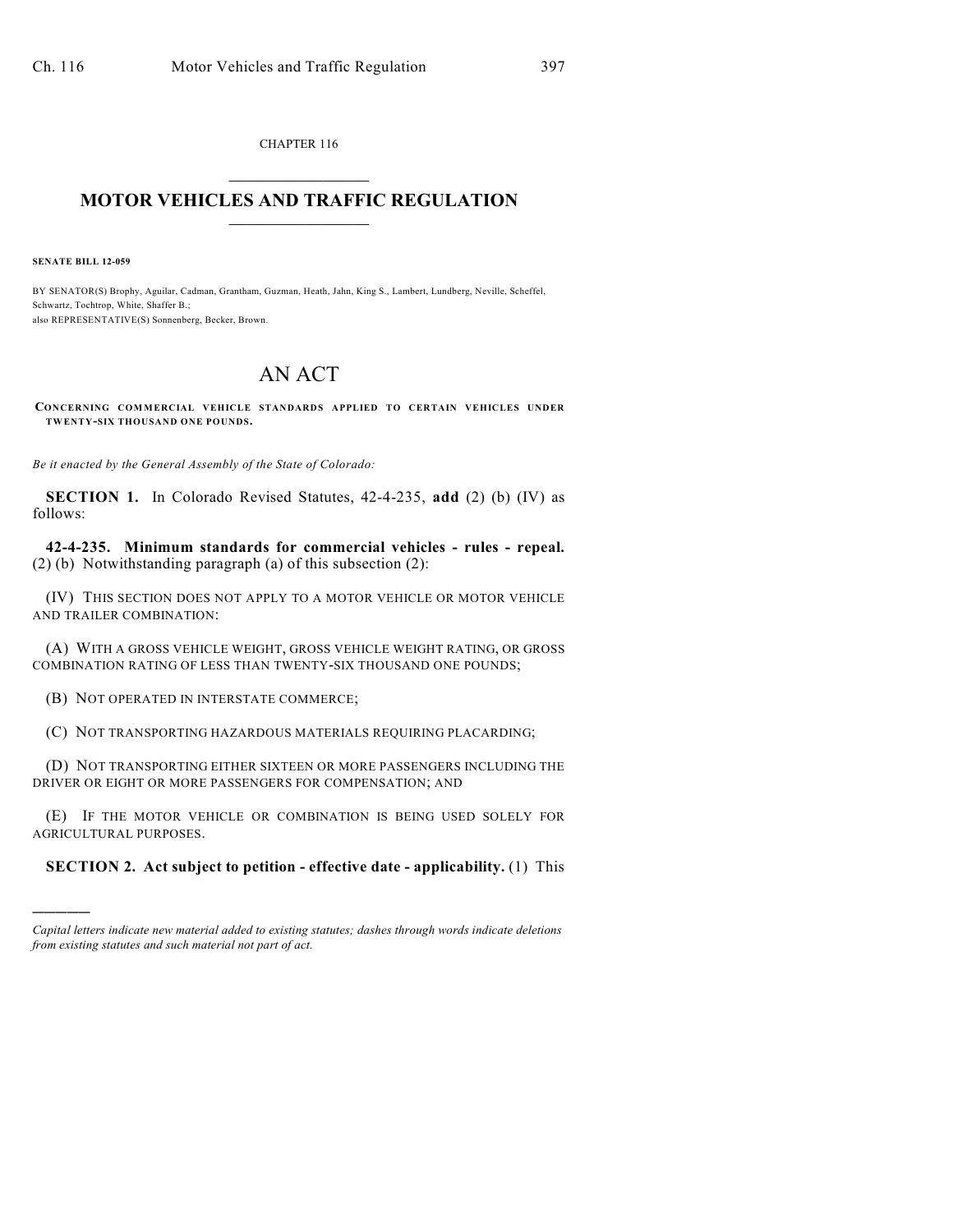CHAPTER 116

# MOTOR VEHICLES AND TRAFFIC REGULATION

**SENATE BILL 12-059**

BY SENATOR(S) Brophy, Aguilar, Cadman, Grantham, Guzman, Heath, Jahn, King S., Lambert, Lundberg, Neville, Scheffel, Schwartz, Tochtrop, White, Shaffer B.;
also REPRESENTATIVE(S) Sonnenberg, Becker, Brown.

# AN ACT

**CONCERNING COMMERCIAL VEHICLE STANDARDS APPLIED TO CERTAIN VEHICLES UNDER TWENTY-SIX THOUSAND ONE POUNDS.**

*Be it enacted by the General Assembly of the State of Colorado:*

**SECTION 1.** In Colorado Revised Statutes, 42-4-235, **add** (2) (b) (IV) as follows:

**42-4-235. Minimum standards for commercial vehicles - rules - repeal.** (2) (b) Notwithstanding paragraph (a) of this subsection (2):

(IV) THIS SECTION DOES NOT APPLY TO A MOTOR VEHICLE OR MOTOR VEHICLE AND TRAILER COMBINATION:

(A) WITH A GROSS VEHICLE WEIGHT, GROSS VEHICLE WEIGHT RATING, OR GROSS COMBINATION RATING OF LESS THAN TWENTY-SIX THOUSAND ONE POUNDS;

(B) NOT OPERATED IN INTERSTATE COMMERCE;

(C) NOT TRANSPORTING HAZARDOUS MATERIALS REQUIRING PLACARDING;

(D) NOT TRANSPORTING EITHER SIXTEEN OR MORE PASSENGERS INCLUDING THE DRIVER OR EIGHT OR MORE PASSENGERS FOR COMPENSATION; AND

(E) IF THE MOTOR VEHICLE OR COMBINATION IS BEING USED SOLELY FOR AGRICULTURAL PURPOSES.

**SECTION 2. Act subject to petition - effective date - applicability.** (1) This

---

*Capital letters indicate new material added to existing statutes; dashes through words indicate deletions from existing statutes and such material not part of act.*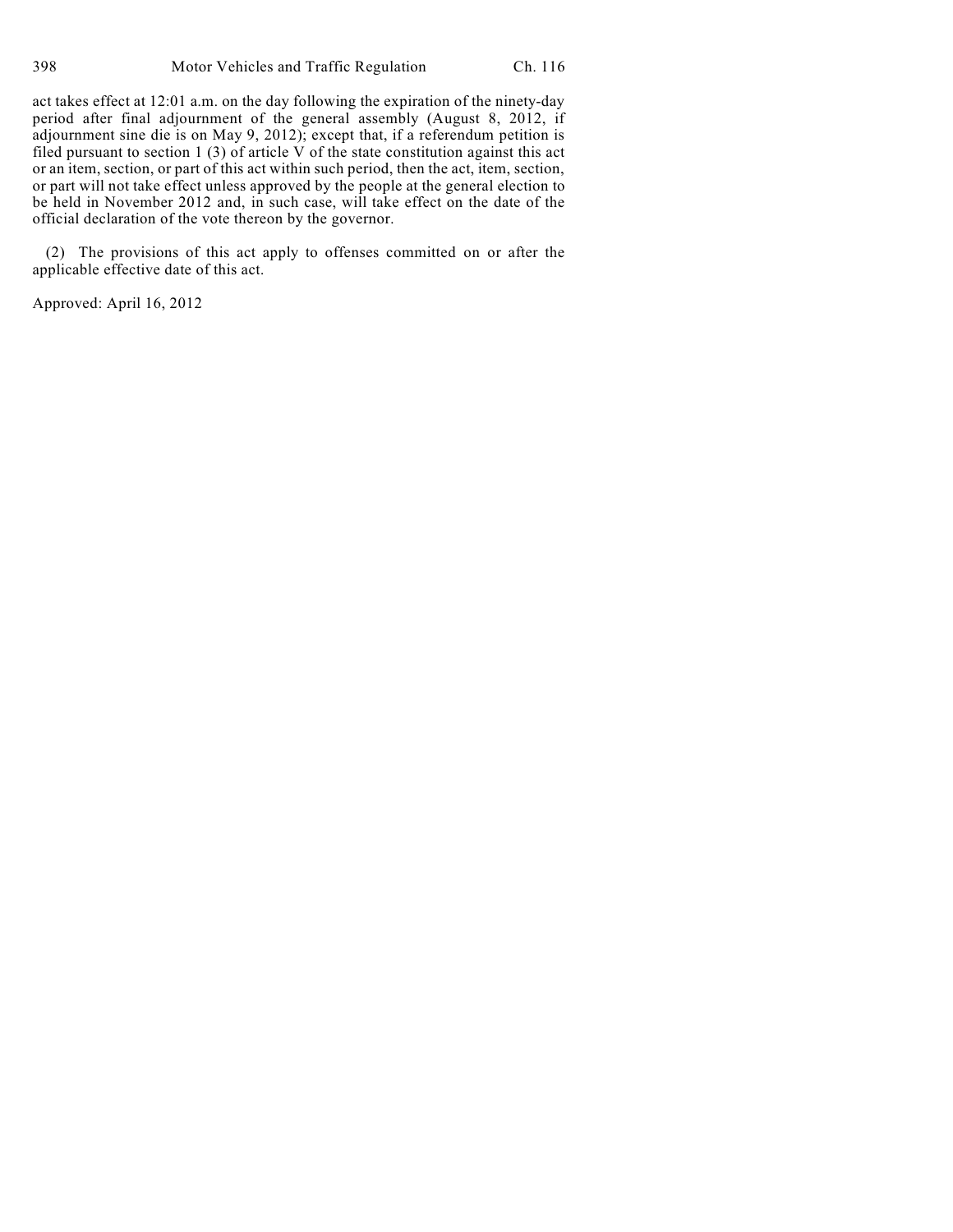act takes effect at 12:01 a.m. on the day following the expiration of the ninety-day period after final adjournment of the general assembly (August 8, 2012, if adjournment sine die is on May 9, 2012); except that, if a referendum petition is filed pursuant to section 1 (3) of article V of the state constitution against this act or an item, section, or part of this act within such period, then the act, item, section, or part will not take effect unless approved by the people at the general election to be held in November 2012 and, in such case, will take effect on the date of the official declaration of the vote thereon by the governor.

(2) The provisions of this act apply to offenses committed on or after the applicable effective date of this act.

Approved: April 16, 2012